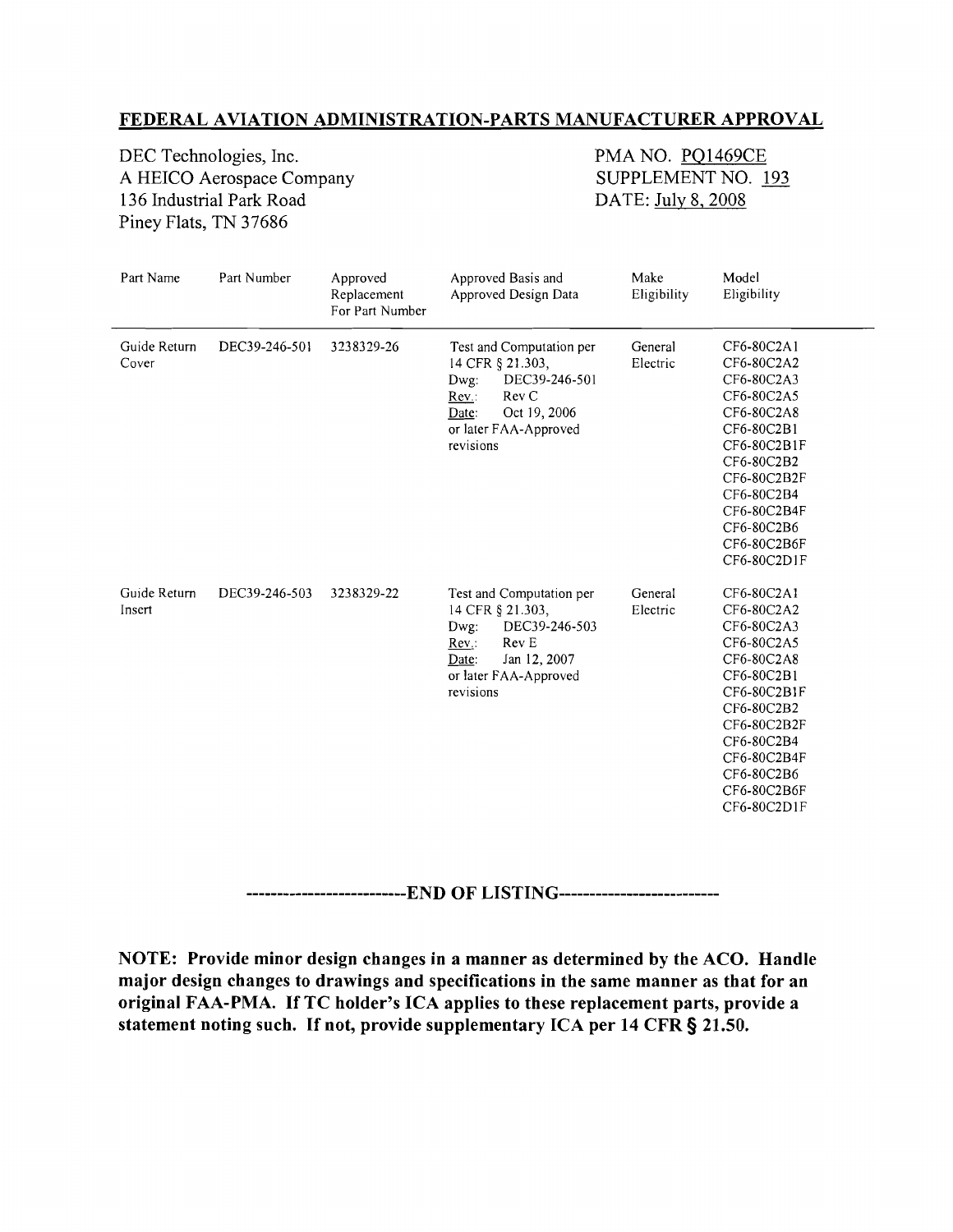**FEDERAL AVIATION ADMINISTRATION-PARTS MANUFACTURER APPROVAL**

DEC Technologies, Inc.
A HEICO Aerospace Company
136 Industrial Park Road
Piney Flats, TN 37686

PMA NO. PQ1469CE
SUPPLEMENT NO. 193
DATE: July 8, 2008

| Part Name | Part Number | Approved Replacement For Part Number | Approved Basis and Approved Design Data | Make Eligibility | Model Eligibility |
|---|---|---|---|---|---|
| Guide Return Cover | DEC39-246-501 | 3238329-26 | Test and Computation per 14 CFR § 21.303, Dwg: DEC39-246-501 Rev.: Rev C Date: Oct 19, 2006 or later FAA-Approved revisions | General Electric | CF6-80C2A1 CF6-80C2A2 CF6-80C2A3 CF6-80C2A5 CF6-80C2A8 CF6-80C2B1 CF6-80C2B1F CF6-80C2B2 CF6-80C2B2F CF6-80C2B4 CF6-80C2B4F CF6-80C2B6 CF6-80C2B6F CF6-80C2D1F |
| Guide Return Insert | DEC39-246-503 | 3238329-22 | Test and Computation per 14 CFR § 21.303, Dwg: DEC39-246-503 Rev.: Rev E Date: Jan 12, 2007 or later FAA-Approved revisions | General Electric | CF6-80C2A1 CF6-80C2A2 CF6-80C2A3 CF6-80C2A5 CF6-80C2A8 CF6-80C2B1 CF6-80C2B1F CF6-80C2B2 CF6-80C2B2F CF6-80C2B4 CF6-80C2B4F CF6-80C2B6 CF6-80C2B6F CF6-80C2D1F |

**--------------------------END OF LISTING--------------------------**

**NOTE: Provide minor design changes in a manner as determined by the ACO. Handle major design changes to drawings and specifications in the same manner as that for an original FAA-PMA. If TC holder's ICA applies to these replacement parts, provide a statement noting such. If not, provide supplementary ICA per 14 CFR § 21.50.**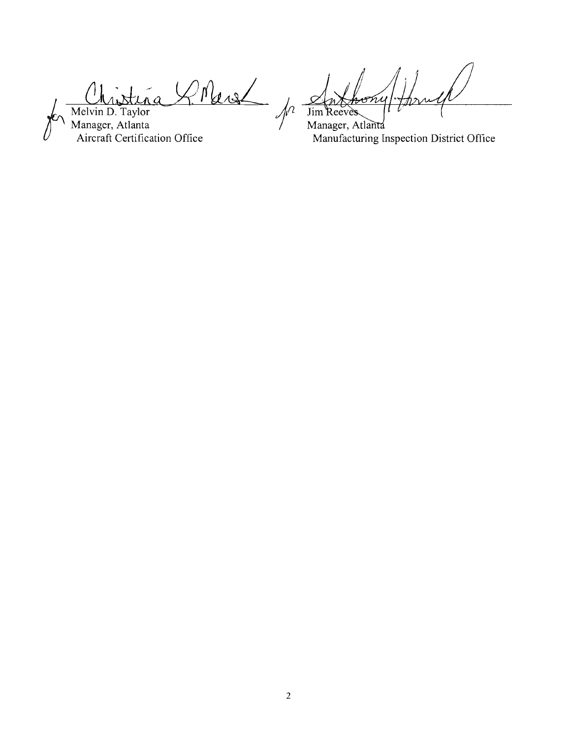for Christina L. Marsh

Melvin D. Taylor
Manager, Atlanta
Aircraft Certification Office

for Anthony Howell

Jim Reeves
Manager, Atlanta
Manufacturing Inspection District Office